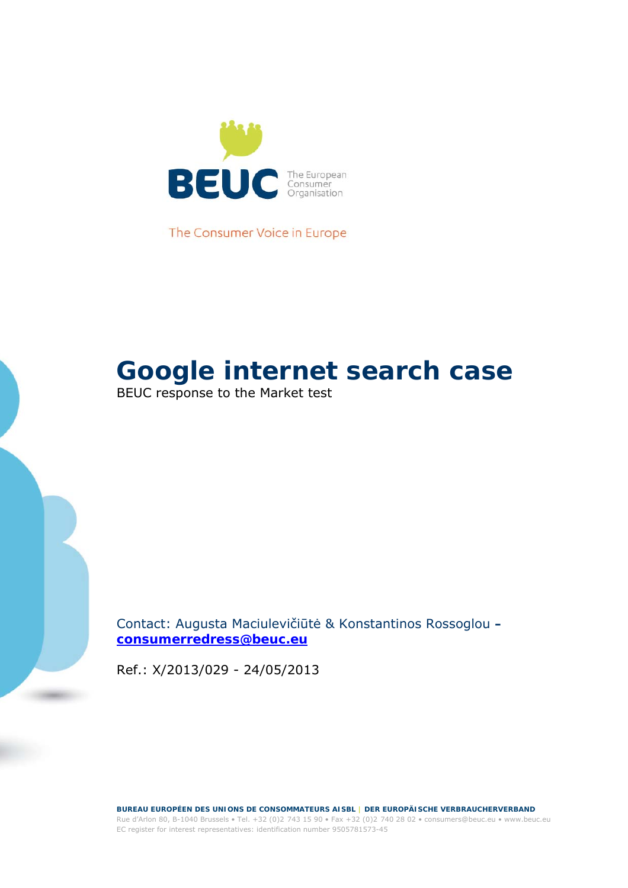BEUC The European Consumer Organisation

The Consumer Voice in Europe

# Google internet search case

BEUC response to the Market test

Contact: Augusta Maciulevičiūtė & Konstantinos Rossoglou – **consumerredress@beuc.eu**

Ref.: X/2013/029 - 24/05/2013

**BUREAU EUROPÉEN DES UNIONS DE CONSOMMATEURS AISBL | DER EUROPÄISCHE VERBRAUCHERVERBAND**
Rue d'Arlon 80, B-1040 Brussels • Tel. +32 (0)2 743 15 90 • Fax +32 (0)2 740 28 02 • consumers@beuc.eu • www.beuc.eu
EC register for interest representatives: identification number 9505781573-45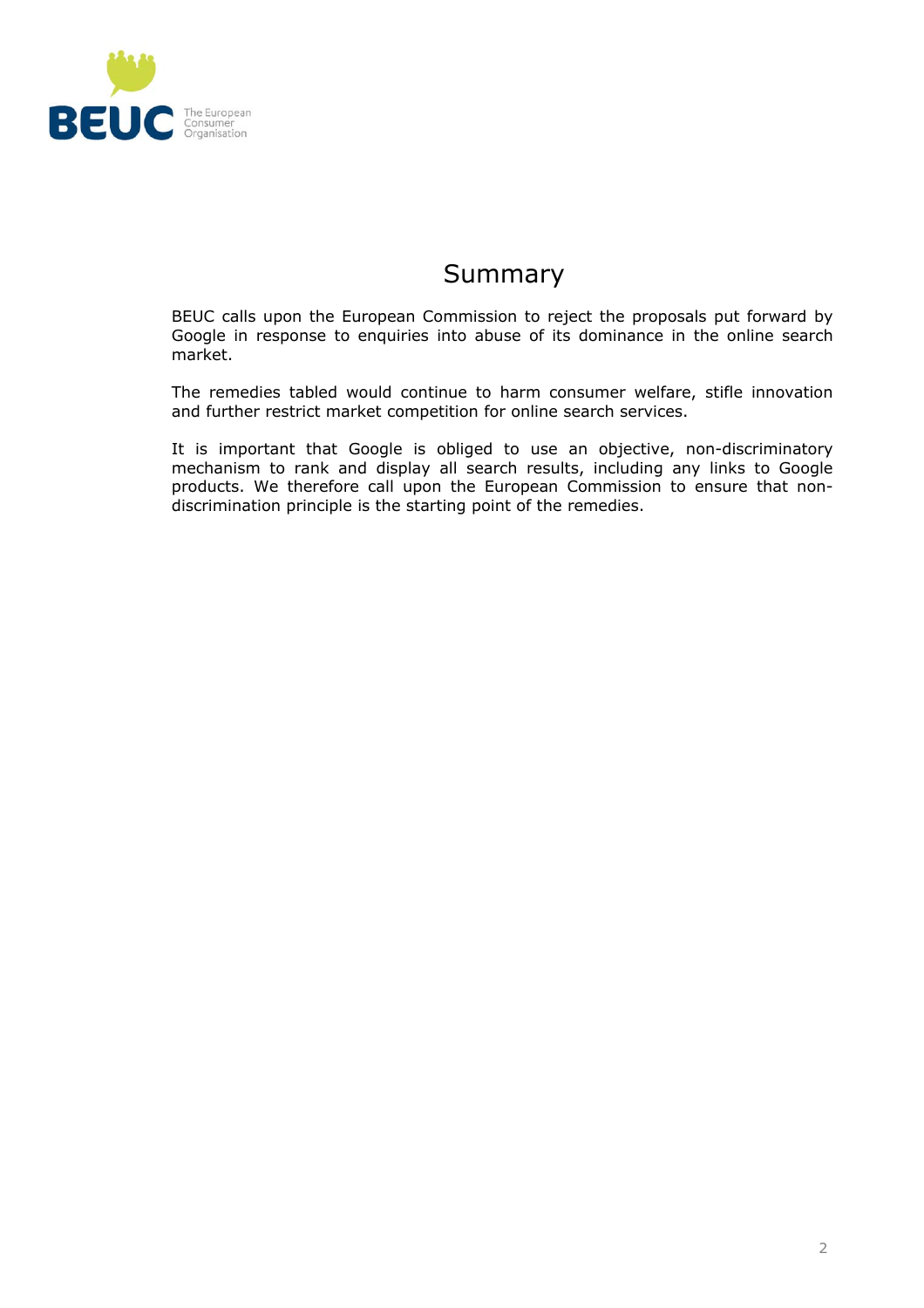# Summary

BEUC calls upon the European Commission to reject the proposals put forward by Google in response to enquiries into abuse of its dominance in the online search market.

The remedies tabled would continue to harm consumer welfare, stifle innovation and further restrict market competition for online search services.

It is important that Google is obliged to use an objective, non-discriminatory mechanism to rank and display all search results, including any links to Google products. We therefore call upon the European Commission to ensure that non-discrimination principle is the starting point of the remedies.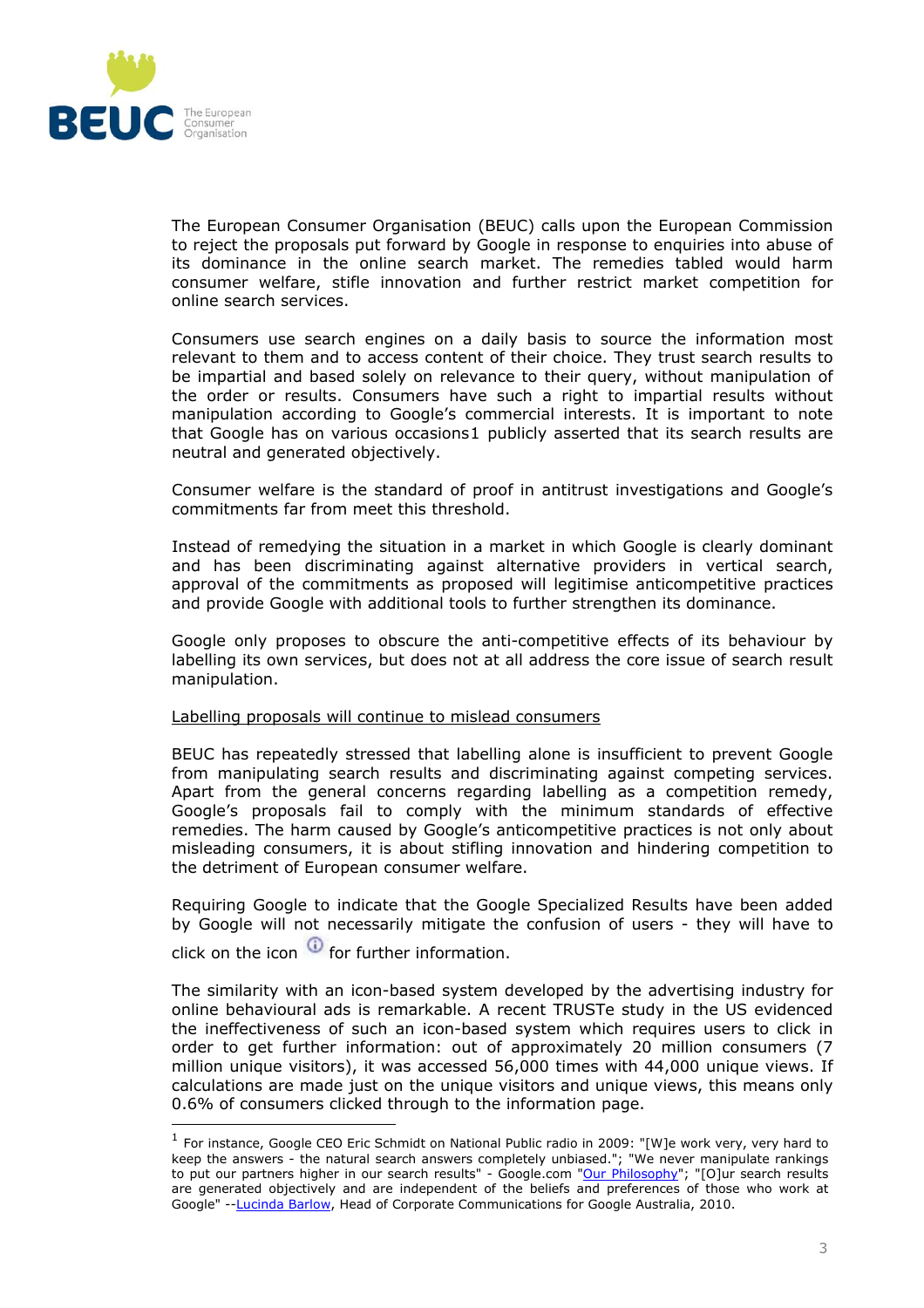The European Consumer Organisation (BEUC) calls upon the European Commission to reject the proposals put forward by Google in response to enquiries into abuse of its dominance in the online search market. The remedies tabled would harm consumer welfare, stifle innovation and further restrict market competition for online search services.

Consumers use search engines on a daily basis to source the information most relevant to them and to access content of their choice. They trust search results to be impartial and based solely on relevance to their query, without manipulation of the order or results. Consumers have such a right to impartial results without manipulation according to Google's commercial interests. It is important to note that Google has on various occasions[1] publicly asserted that its search results are neutral and generated objectively.

Consumer welfare is the standard of proof in antitrust investigations and Google's commitments far from meet this threshold.

Instead of remedying the situation in a market in which Google is clearly dominant and has been discriminating against alternative providers in vertical search, approval of the commitments as proposed will legitimise anticompetitive practices and provide Google with additional tools to further strengthen its dominance.

Google only proposes to obscure the anti-competitive effects of its behaviour by labelling its own services, but does not at all address the core issue of search result manipulation.

<u>Labelling proposals will continue to mislead consumers</u>

BEUC has repeatedly stressed that labelling alone is insufficient to prevent Google from manipulating search results and discriminating against competing services. Apart from the general concerns regarding labelling as a competition remedy, Google's proposals fail to comply with the minimum standards of effective remedies. The harm caused by Google's anticompetitive practices is not only about misleading consumers, it is about stifling innovation and hindering competition to the detriment of European consumer welfare.

Requiring Google to indicate that the Google Specialized Results have been added by Google will not necessarily mitigate the confusion of users - they will have to click on the icon ⓘ for further information.

The similarity with an icon-based system developed by the advertising industry for online behavioural ads is remarkable. A recent TRUSTe study in the US evidenced the ineffectiveness of such an icon-based system which requires users to click in order to get further information: out of approximately 20 million consumers (7 million unique visitors), it was accessed 56,000 times with 44,000 unique views. If calculations are made just on the unique visitors and unique views, this means only 0.6% of consumers clicked through to the information page.

---

[1] For instance, Google CEO Eric Schmidt on National Public radio in 2009: "[W]e work very, very hard to keep the answers - the natural search answers completely unbiased."; "We never manipulate rankings to put our partners higher in our search results" - Google.com "Our Philosophy"; "[O]ur search results are generated objectively and are independent of the beliefs and preferences of those who work at Google" --Lucinda Barlow, Head of Corporate Communications for Google Australia, 2010.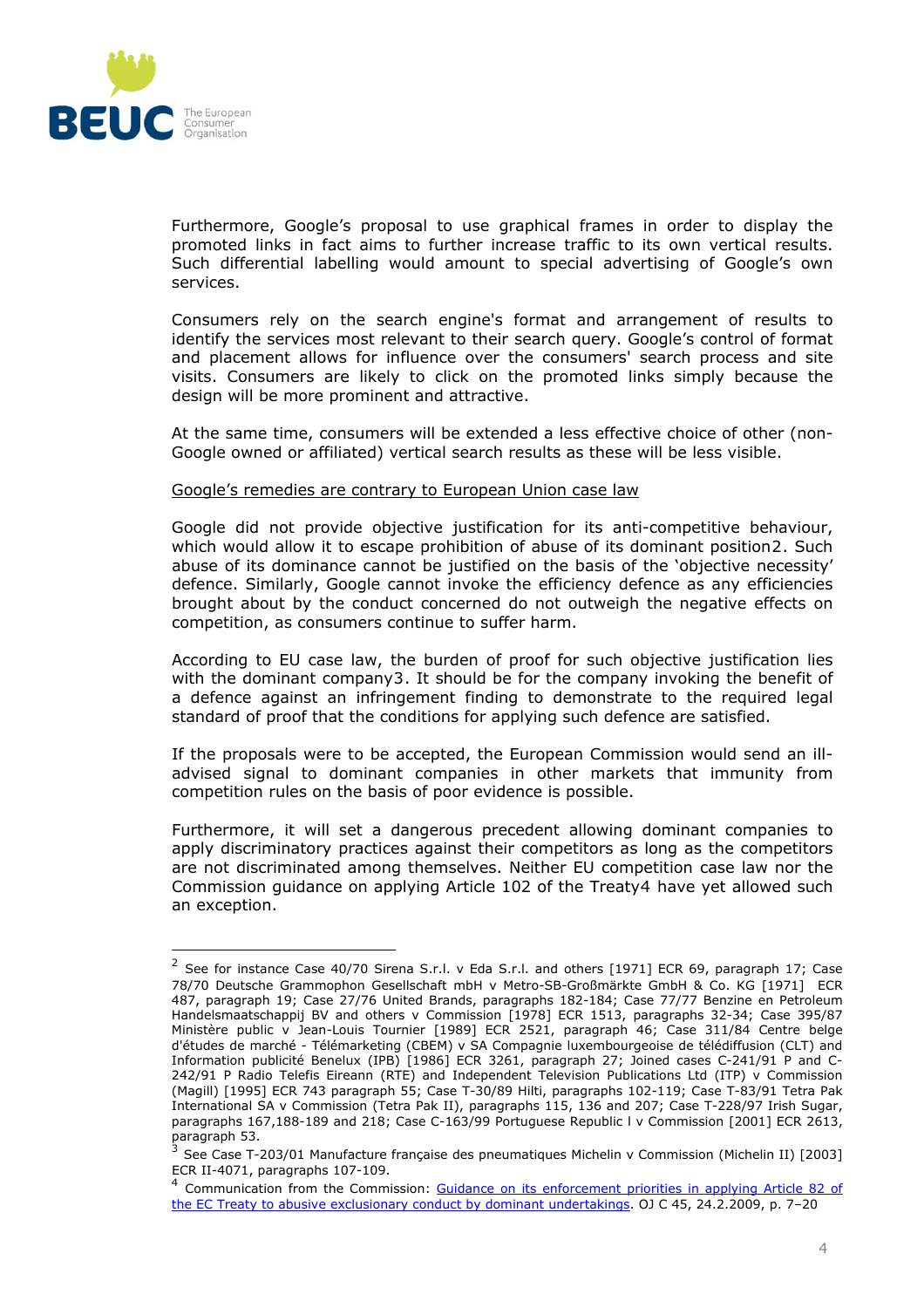Furthermore, Google's proposal to use graphical frames in order to display the promoted links in fact aims to further increase traffic to its own vertical results. Such differential labelling would amount to special advertising of Google's own services.

Consumers rely on the search engine's format and arrangement of results to identify the services most relevant to their search query. Google's control of format and placement allows for influence over the consumers' search process and site visits. Consumers are likely to click on the promoted links simply because the design will be more prominent and attractive.

At the same time, consumers will be extended a less effective choice of other (non-Google owned or affiliated) vertical search results as these will be less visible.

<u>Google's remedies are contrary to European Union case law</u>

Google did not provide objective justification for its anti-competitive behaviour, which would allow it to escape prohibition of abuse of its dominant position[2]. Such abuse of its dominance cannot be justified on the basis of the 'objective necessity' defence. Similarly, Google cannot invoke the efficiency defence as any efficiencies brought about by the conduct concerned do not outweigh the negative effects on competition, as consumers continue to suffer harm.

According to EU case law, the burden of proof for such objective justification lies with the dominant company[3]. It should be for the company invoking the benefit of a defence against an infringement finding to demonstrate to the required legal standard of proof that the conditions for applying such defence are satisfied.

If the proposals were to be accepted, the European Commission would send an ill-advised signal to dominant companies in other markets that immunity from competition rules on the basis of poor evidence is possible.

Furthermore, it will set a dangerous precedent allowing dominant companies to apply discriminatory practices against their competitors as long as the competitors are not discriminated among themselves. Neither EU competition case law nor the Commission guidance on applying Article 102 of the Treaty[4] have yet allowed such an exception.

---

[2] See for instance Case 40/70 Sirena S.r.l. v Eda S.r.l. and others [1971] ECR 69, paragraph 17; Case 78/70 Deutsche Grammophon Gesellschaft mbH v Metro-SB-Großmärkte GmbH & Co. KG [1971] ECR 487, paragraph 19; Case 27/76 United Brands, paragraphs 182-184; Case 77/77 Benzine en Petroleum Handelsmaatschappij BV and others v Commission [1978] ECR 1513, paragraphs 32-34; Case 395/87 Ministère public v Jean-Louis Tournier [1989] ECR 2521, paragraph 46; Case 311/84 Centre belge d'études de marché - Télémarketing (CBEM) v SA Compagnie luxembourgeoise de télédiffusion (CLT) and Information publicité Benelux (IPB) [1986] ECR 3261, paragraph 27; Joined cases C-241/91 P and C-242/91 P Radio Telefis Eireann (RTE) and Independent Television Publications Ltd (ITP) v Commission (Magill) [1995] ECR 743 paragraph 55; Case T-30/89 Hilti, paragraphs 102-119; Case T-83/91 Tetra Pak International SA v Commission (Tetra Pak II), paragraphs 115, 136 and 207; Case T-228/97 Irish Sugar, paragraphs 167,188-189 and 218; Case C-163/99 Portuguese Republic l v Commission [2001] ECR 2613, paragraph 53.

[3] See Case T-203/01 Manufacture française des pneumatiques Michelin v Commission (Michelin II) [2003] ECR II-4071, paragraphs 107-109.

[4] Communication from the Commission: Guidance on its enforcement priorities in applying Article 82 of the EC Treaty to abusive exclusionary conduct by dominant undertakings. OJ C 45, 24.2.2009, p. 7–20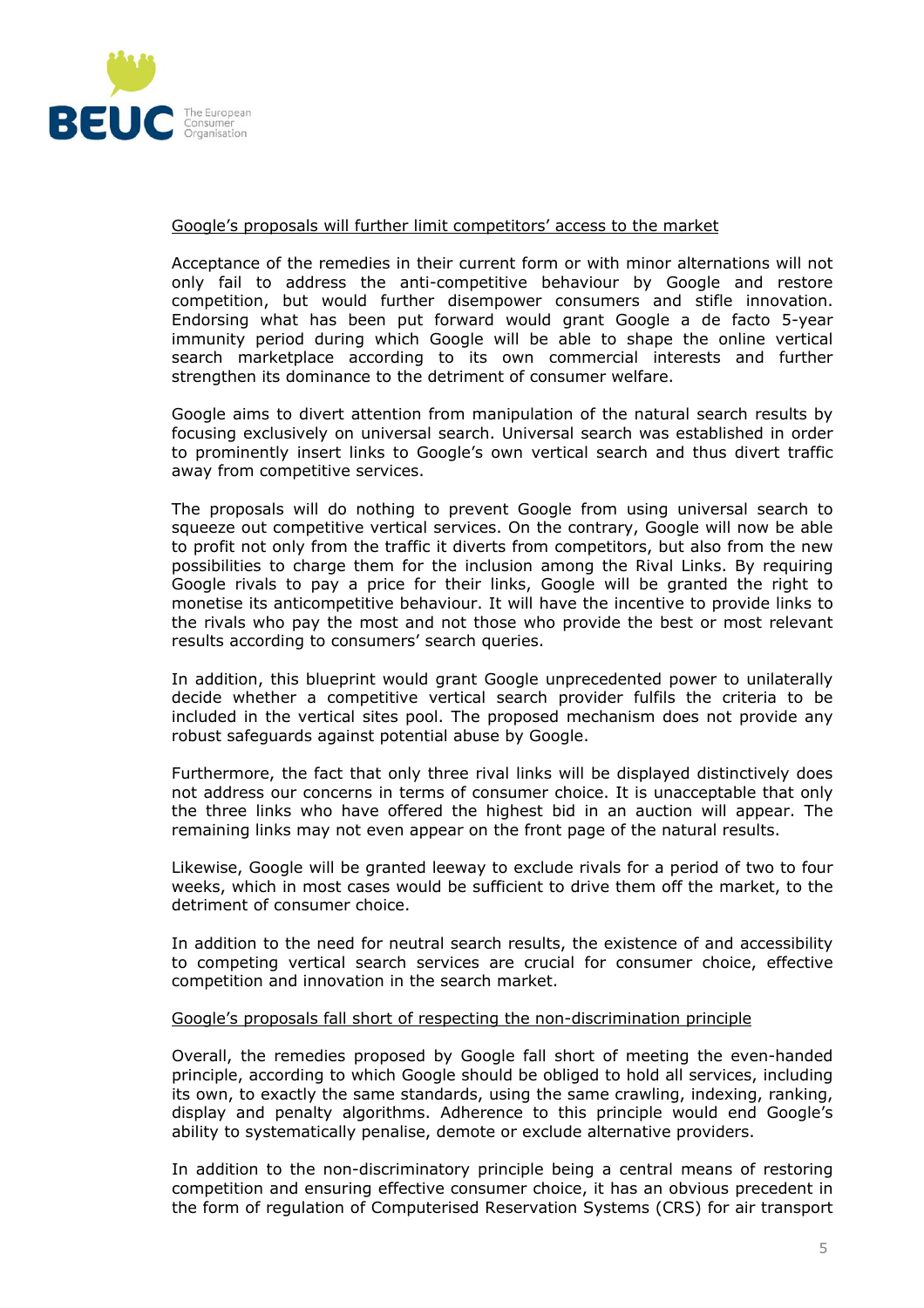Google's proposals will further limit competitors' access to the market

Acceptance of the remedies in their current form or with minor alternations will not only fail to address the anti-competitive behaviour by Google and restore competition, but would further disempower consumers and stifle innovation. Endorsing what has been put forward would grant Google a de facto 5-year immunity period during which Google will be able to shape the online vertical search marketplace according to its own commercial interests and further strengthen its dominance to the detriment of consumer welfare.

Google aims to divert attention from manipulation of the natural search results by focusing exclusively on universal search. Universal search was established in order to prominently insert links to Google's own vertical search and thus divert traffic away from competitive services.

The proposals will do nothing to prevent Google from using universal search to squeeze out competitive vertical services. On the contrary, Google will now be able to profit not only from the traffic it diverts from competitors, but also from the new possibilities to charge them for the inclusion among the Rival Links. By requiring Google rivals to pay a price for their links, Google will be granted the right to monetise its anticompetitive behaviour. It will have the incentive to provide links to the rivals who pay the most and not those who provide the best or most relevant results according to consumers' search queries.

In addition, this blueprint would grant Google unprecedented power to unilaterally decide whether a competitive vertical search provider fulfils the criteria to be included in the vertical sites pool. The proposed mechanism does not provide any robust safeguards against potential abuse by Google.

Furthermore, the fact that only three rival links will be displayed distinctively does not address our concerns in terms of consumer choice. It is unacceptable that only the three links who have offered the highest bid in an auction will appear. The remaining links may not even appear on the front page of the natural results.

Likewise, Google will be granted leeway to exclude rivals for a period of two to four weeks, which in most cases would be sufficient to drive them off the market, to the detriment of consumer choice.

In addition to the need for neutral search results, the existence of and accessibility to competing vertical search services are crucial for consumer choice, effective competition and innovation in the search market.

Google's proposals fall short of respecting the non-discrimination principle

Overall, the remedies proposed by Google fall short of meeting the even-handed principle, according to which Google should be obliged to hold all services, including its own, to exactly the same standards, using the same crawling, indexing, ranking, display and penalty algorithms. Adherence to this principle would end Google's ability to systematically penalise, demote or exclude alternative providers.

In addition to the non-discriminatory principle being a central means of restoring competition and ensuring effective consumer choice, it has an obvious precedent in the form of regulation of Computerised Reservation Systems (CRS) for air transport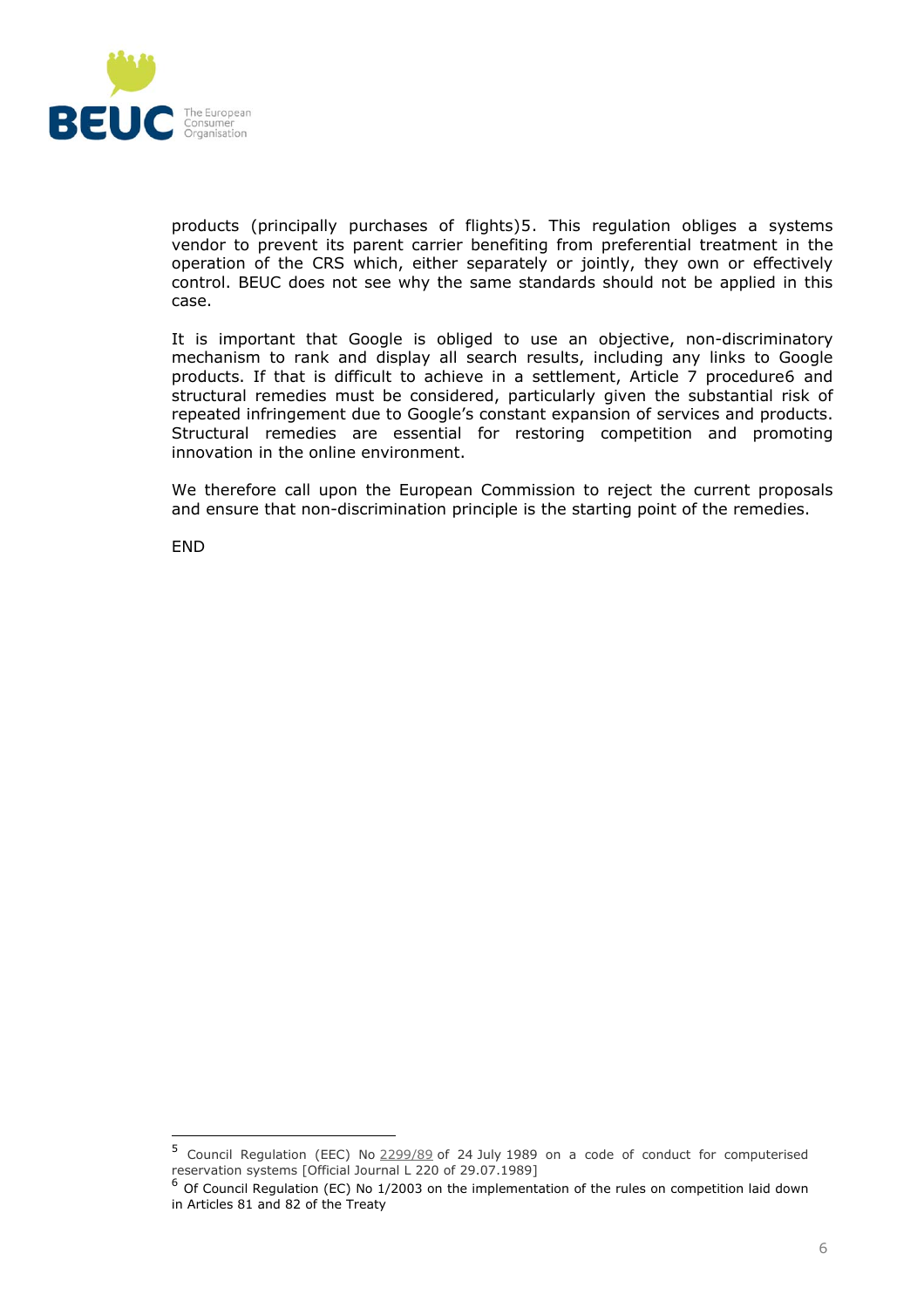products (principally purchases of flights)[5]. This regulation obliges a systems vendor to prevent its parent carrier benefiting from preferential treatment in the operation of the CRS which, either separately or jointly, they own or effectively control. BEUC does not see why the same standards should not be applied in this case.

It is important that Google is obliged to use an objective, non-discriminatory mechanism to rank and display all search results, including any links to Google products. If that is difficult to achieve in a settlement, Article 7 procedure[6] and structural remedies must be considered, particularly given the substantial risk of repeated infringement due to Google's constant expansion of services and products. Structural remedies are essential for restoring competition and promoting innovation in the online environment.

We therefore call upon the European Commission to reject the current proposals and ensure that non-discrimination principle is the starting point of the remedies.

END

---

[5] Council Regulation (EEC) No 2299/89 of 24 July 1989 on a code of conduct for computerised reservation systems [Official Journal L 220 of 29.07.1989]

[6] Of Council Regulation (EC) No 1/2003 on the implementation of the rules on competition laid down in Articles 81 and 82 of the Treaty